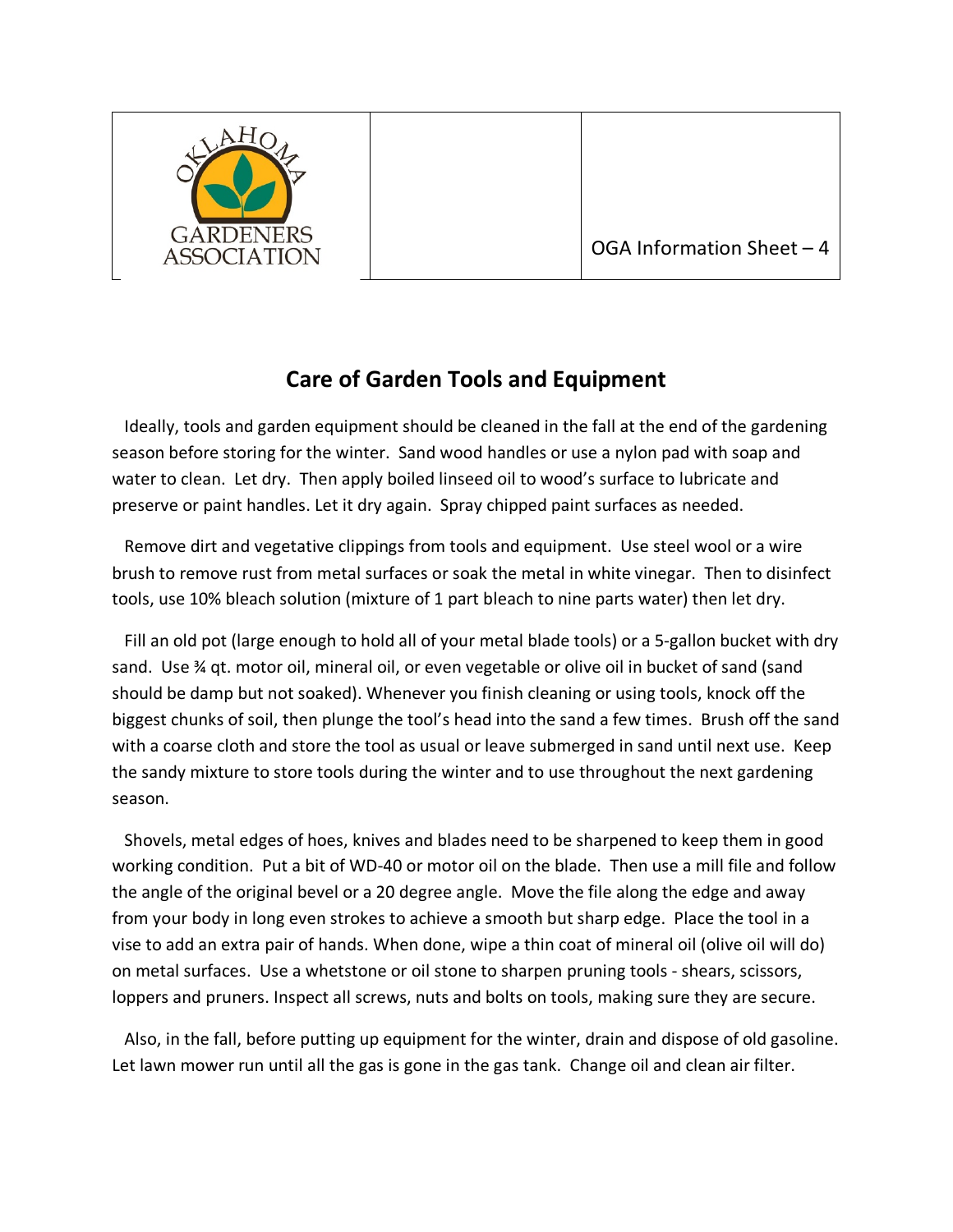OKLAHOMA GARDENERS ASSOCIATION

OGA Information Sheet – 4

# Care of Garden Tools and Equipment

Ideally, tools and garden equipment should be cleaned in the fall at the end of the gardening season before storing for the winter. Sand wood handles or use a nylon pad with soap and water to clean. Let dry. Then apply boiled linseed oil to wood's surface to lubricate and preserve or paint handles. Let it dry again. Spray chipped paint surfaces as needed.

Remove dirt and vegetative clippings from tools and equipment. Use steel wool or a wire brush to remove rust from metal surfaces or soak the metal in white vinegar. Then to disinfect tools, use 10% bleach solution (mixture of 1 part bleach to nine parts water) then let dry.

Fill an old pot (large enough to hold all of your metal blade tools) or a 5-gallon bucket with dry sand. Use ¾ qt. motor oil, mineral oil, or even vegetable or olive oil in bucket of sand (sand should be damp but not soaked). Whenever you finish cleaning or using tools, knock off the biggest chunks of soil, then plunge the tool's head into the sand a few times. Brush off the sand with a coarse cloth and store the tool as usual or leave submerged in sand until next use. Keep the sandy mixture to store tools during the winter and to use throughout the next gardening season.

Shovels, metal edges of hoes, knives and blades need to be sharpened to keep them in good working condition. Put a bit of WD-40 or motor oil on the blade. Then use a mill file and follow the angle of the original bevel or a 20 degree angle. Move the file along the edge and away from your body in long even strokes to achieve a smooth but sharp edge. Place the tool in a vise to add an extra pair of hands. When done, wipe a thin coat of mineral oil (olive oil will do) on metal surfaces. Use a whetstone or oil stone to sharpen pruning tools - shears, scissors, loppers and pruners. Inspect all screws, nuts and bolts on tools, making sure they are secure.

Also, in the fall, before putting up equipment for the winter, drain and dispose of old gasoline. Let lawn mower run until all the gas is gone in the gas tank. Change oil and clean air filter.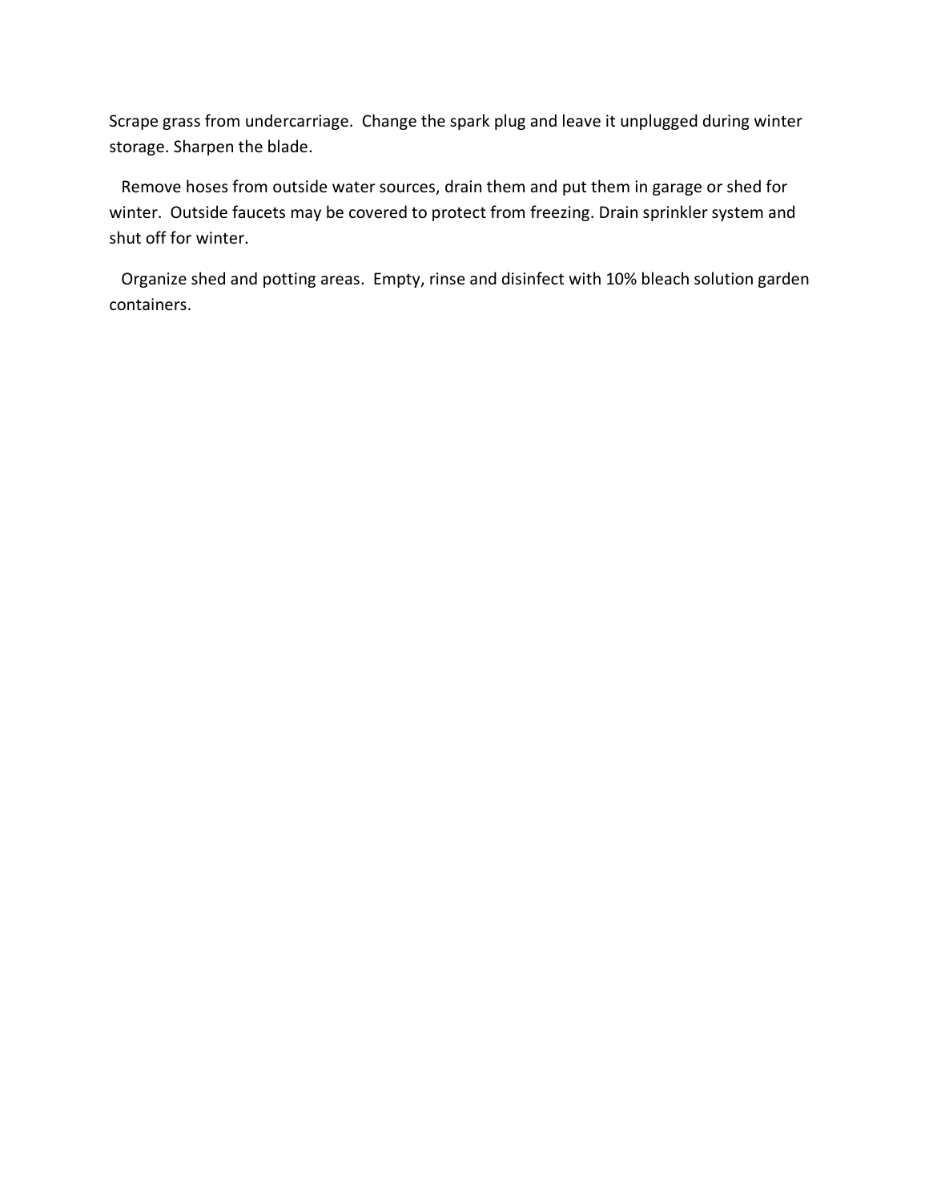Scrape grass from undercarriage. Change the spark plug and leave it unplugged during winter storage. Sharpen the blade.

Remove hoses from outside water sources, drain them and put them in garage or shed for winter. Outside faucets may be covered to protect from freezing. Drain sprinkler system and shut off for winter.

Organize shed and potting areas. Empty, rinse and disinfect with 10% bleach solution garden containers.